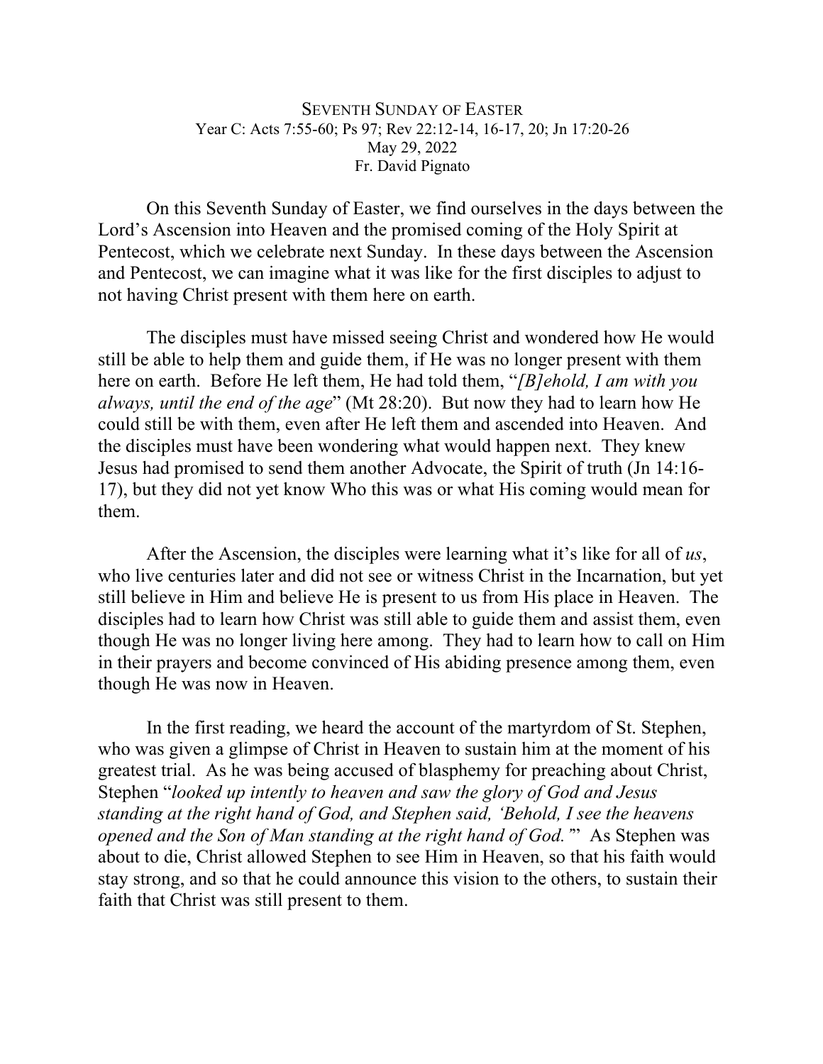# SEVENTH SUNDAY OF EASTER

Year C: Acts 7:55-60; Ps 97; Rev 22:12-14, 16-17, 20; Jn 17:20-26

May 29, 2022

Fr. David Pignato

On this Seventh Sunday of Easter, we find ourselves in the days between the Lord's Ascension into Heaven and the promised coming of the Holy Spirit at Pentecost, which we celebrate next Sunday. In these days between the Ascension and Pentecost, we can imagine what it was like for the first disciples to adjust to not having Christ present with them here on earth.

The disciples must have missed seeing Christ and wondered how He would still be able to help them and guide them, if He was no longer present with them here on earth. Before He left them, He had told them, "*[B]ehold, I am with you always, until the end of the age*" (Mt 28:20). But now they had to learn how He could still be with them, even after He left them and ascended into Heaven. And the disciples must have been wondering what would happen next. They knew Jesus had promised to send them another Advocate, the Spirit of truth (Jn 14:16-17), but they did not yet know Who this was or what His coming would mean for them.

After the Ascension, the disciples were learning what it's like for all of *us*, who live centuries later and did not see or witness Christ in the Incarnation, but yet still believe in Him and believe He is present to us from His place in Heaven. The disciples had to learn how Christ was still able to guide them and assist them, even though He was no longer living here among. They had to learn how to call on Him in their prayers and become convinced of His abiding presence among them, even though He was now in Heaven.

In the first reading, we heard the account of the martyrdom of St. Stephen, who was given a glimpse of Christ in Heaven to sustain him at the moment of his greatest trial. As he was being accused of blasphemy for preaching about Christ, Stephen "*looked up intently to heaven and saw the glory of God and Jesus standing at the right hand of God, and Stephen said, 'Behold, I see the heavens opened and the Son of Man standing at the right hand of God.'*" As Stephen was about to die, Christ allowed Stephen to see Him in Heaven, so that his faith would stay strong, and so that he could announce this vision to the others, to sustain their faith that Christ was still present to them.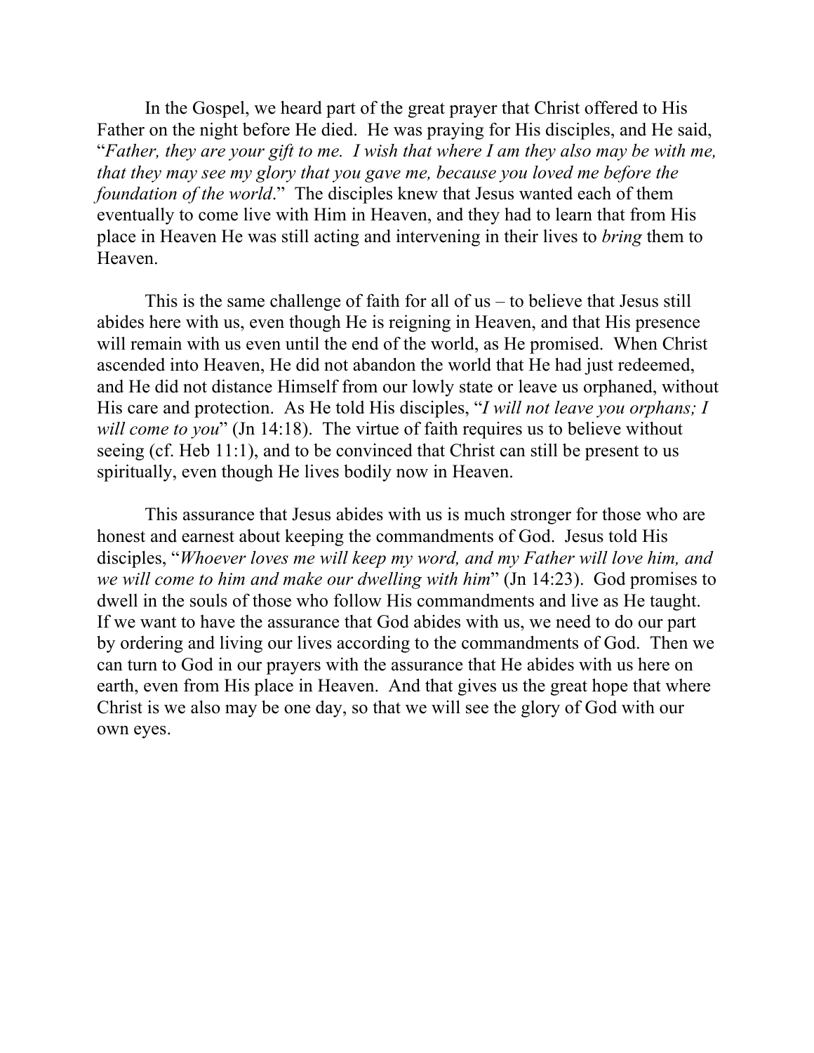In the Gospel, we heard part of the great prayer that Christ offered to His Father on the night before He died. He was praying for His disciples, and He said, "*Father, they are your gift to me. I wish that where I am they also may be with me, that they may see my glory that you gave me, because you loved me before the foundation of the world*." The disciples knew that Jesus wanted each of them eventually to come live with Him in Heaven, and they had to learn that from His place in Heaven He was still acting and intervening in their lives to *bring* them to Heaven.

This is the same challenge of faith for all of us – to believe that Jesus still abides here with us, even though He is reigning in Heaven, and that His presence will remain with us even until the end of the world, as He promised. When Christ ascended into Heaven, He did not abandon the world that He had just redeemed, and He did not distance Himself from our lowly state or leave us orphaned, without His care and protection. As He told His disciples, "*I will not leave you orphans; I will come to you*" (Jn 14:18). The virtue of faith requires us to believe without seeing (cf. Heb 11:1), and to be convinced that Christ can still be present to us spiritually, even though He lives bodily now in Heaven.

This assurance that Jesus abides with us is much stronger for those who are honest and earnest about keeping the commandments of God. Jesus told His disciples, "*Whoever loves me will keep my word, and my Father will love him, and we will come to him and make our dwelling with him*" (Jn 14:23). God promises to dwell in the souls of those who follow His commandments and live as He taught. If we want to have the assurance that God abides with us, we need to do our part by ordering and living our lives according to the commandments of God. Then we can turn to God in our prayers with the assurance that He abides with us here on earth, even from His place in Heaven. And that gives us the great hope that where Christ is we also may be one day, so that we will see the glory of God with our own eyes.